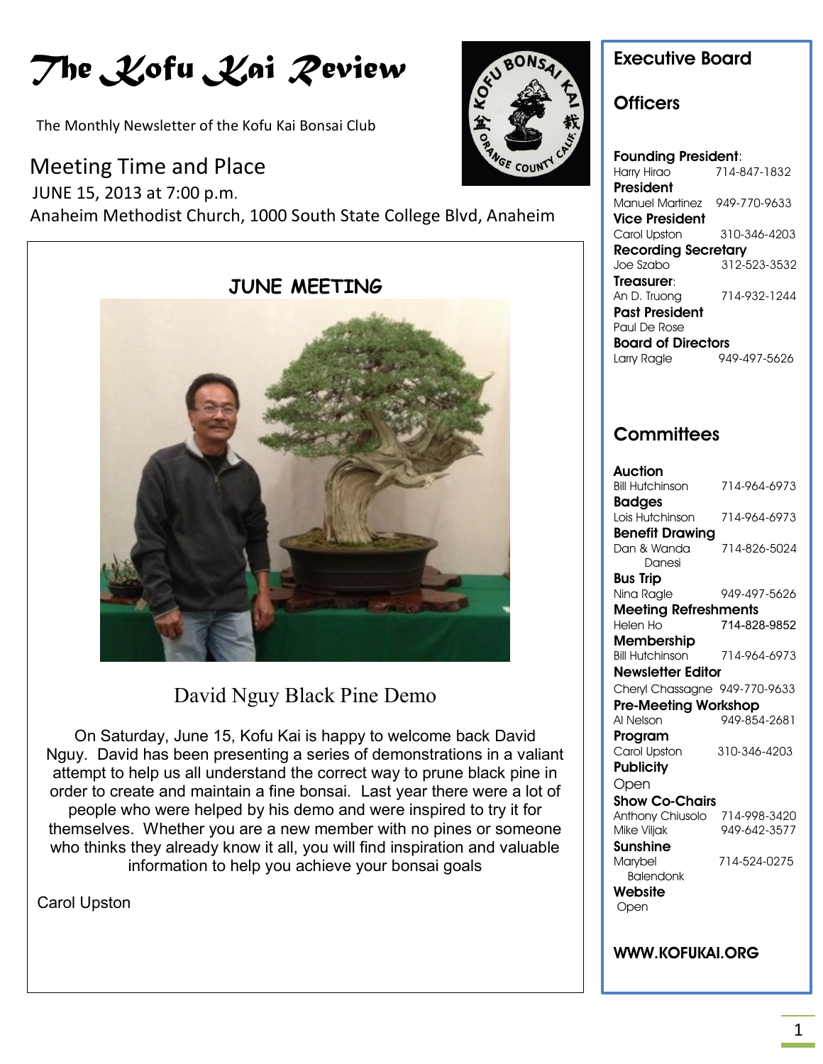# The Kofu Kai Review

The Monthly Newsletter of the Kofu Kai Bonsai Club

## Meeting Time and Place

JUNE 15, 2013 at 7:00 p.m.

Anaheim Methodist Church, 1000 South State College Blvd, Anaheim

### JUNE MEETING

David Nguy Black Pine Demo

On Saturday, June 15, Kofu Kai is happy to welcome back David Nguy. David has been presenting a series of demonstrations in a valiant attempt to help us all understand the correct way to prune black pine in order to create and maintain a fine bonsai. Last year there were a lot of people who were helped by his demo and were inspired to try it for themselves. Whether you are a new member with no pines or someone who thinks they already know it all, you will find inspiration and valuable information to help you achieve your bonsai goals

Carol Upston

## Executive Board

### Officers

**Founding President**:
Harry Hirao 714-847-1832

**President**
Manuel Martinez 949-770-9633

**Vice President**
Carol Upston 310-346-4203

**Recording Secretary**
Joe Szabo 312-523-3532

**Treasurer**:
An D. Truong 714-932-1244

**Past President**
Paul De Rose

**Board of Directors**
Larry Ragle 949-497-5626

### Committees

**Auction**
Bill Hutchinson 714-964-6973

**Badges**
Lois Hutchinson 714-964-6973

**Benefit Drawing**
Dan & Wanda Danesi 714-826-5024

**Bus Trip**
Nina Ragle 949-497-5626

**Meeting Refreshments**
Helen Ho 714-828-9852

**Membership**
Bill Hutchinson 714-964-6973

**Newsletter Editor**
Cheryl Chassagne 949-770-9633

**Pre-Meeting Workshop**
Al Nelson 949-854-2681

**Program**
Carol Upston 310-346-4203

**Publicity**
Open

**Show Co-Chairs**
Anthony Chiusolo 714-998-3420
Mike Viljak 949-642-3577

**Sunshine**
Marybel Balendonk 714-524-0275

**Website**
Open

**WWW.KOFUKAI.ORG**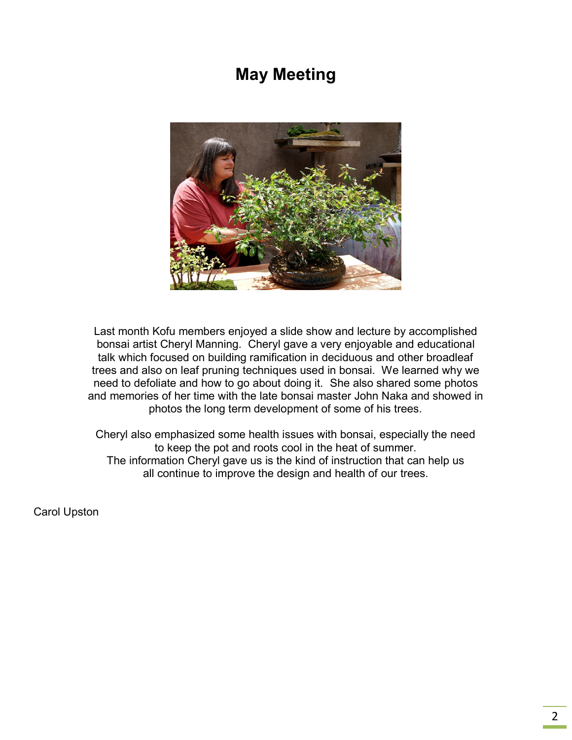# May Meeting

Last month Kofu members enjoyed a slide show and lecture by accomplished bonsai artist Cheryl Manning. Cheryl gave a very enjoyable and educational talk which focused on building ramification in deciduous and other broadleaf trees and also on leaf pruning techniques used in bonsai. We learned why we need to defoliate and how to go about doing it. She also shared some photos and memories of her time with the late bonsai master John Naka and showed in photos the long term development of some of his trees.

Cheryl also emphasized some health issues with bonsai, especially the need to keep the pot and roots cool in the heat of summer.
The information Cheryl gave us is the kind of instruction that can help us all continue to improve the design and health of our trees.

Carol Upston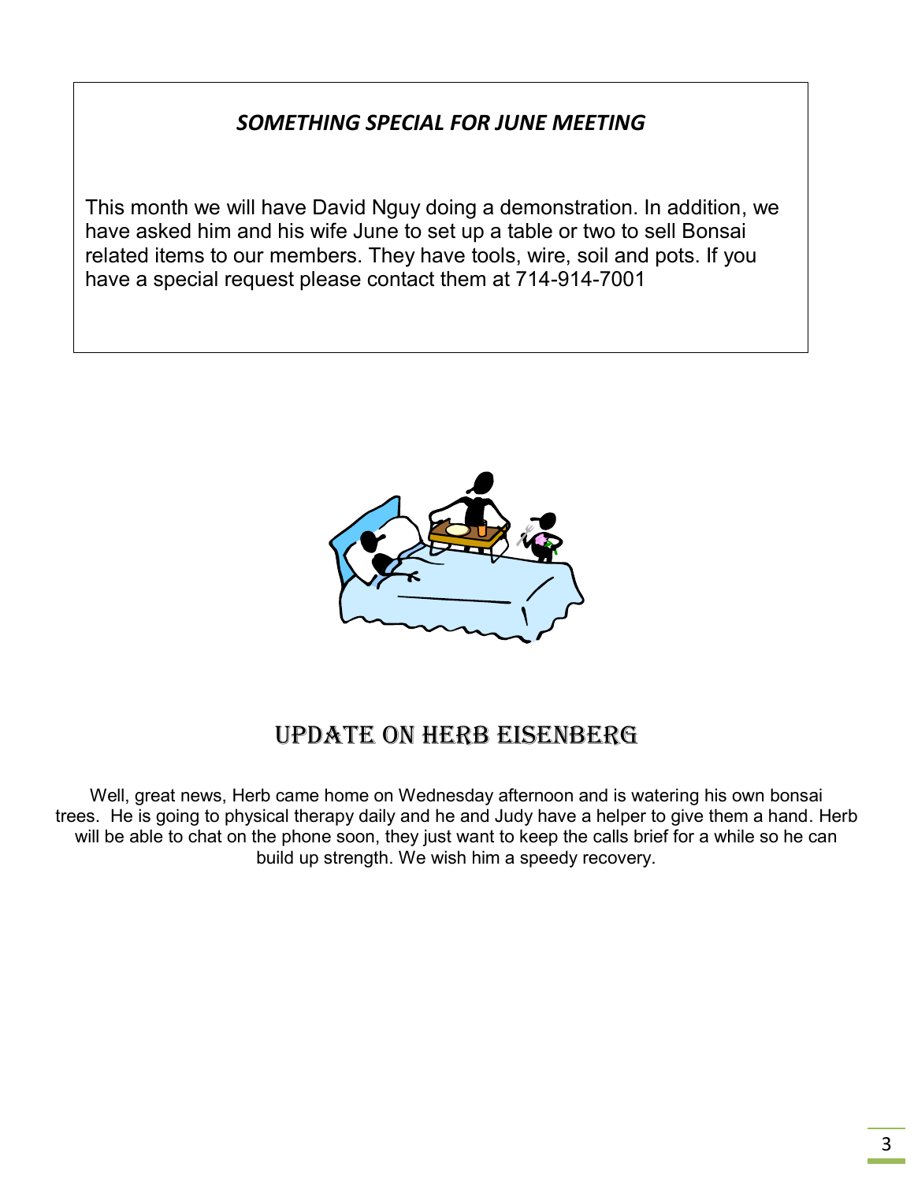## *SOMETHING SPECIAL FOR JUNE MEETING*

This month we will have David Nguy doing a demonstration. In addition, we have asked him and his wife June to set up a table or two to sell Bonsai related items to our members. They have tools, wire, soil and pots. If you have a special request please contact them at 714-914-7001

## UPDATE ON HERB EISENBERG

Well, great news, Herb came home on Wednesday afternoon and is watering his own bonsai trees. He is going to physical therapy daily and he and Judy have a helper to give them a hand. Herb will be able to chat on the phone soon, they just want to keep the calls brief for a while so he can build up strength. We wish him a speedy recovery.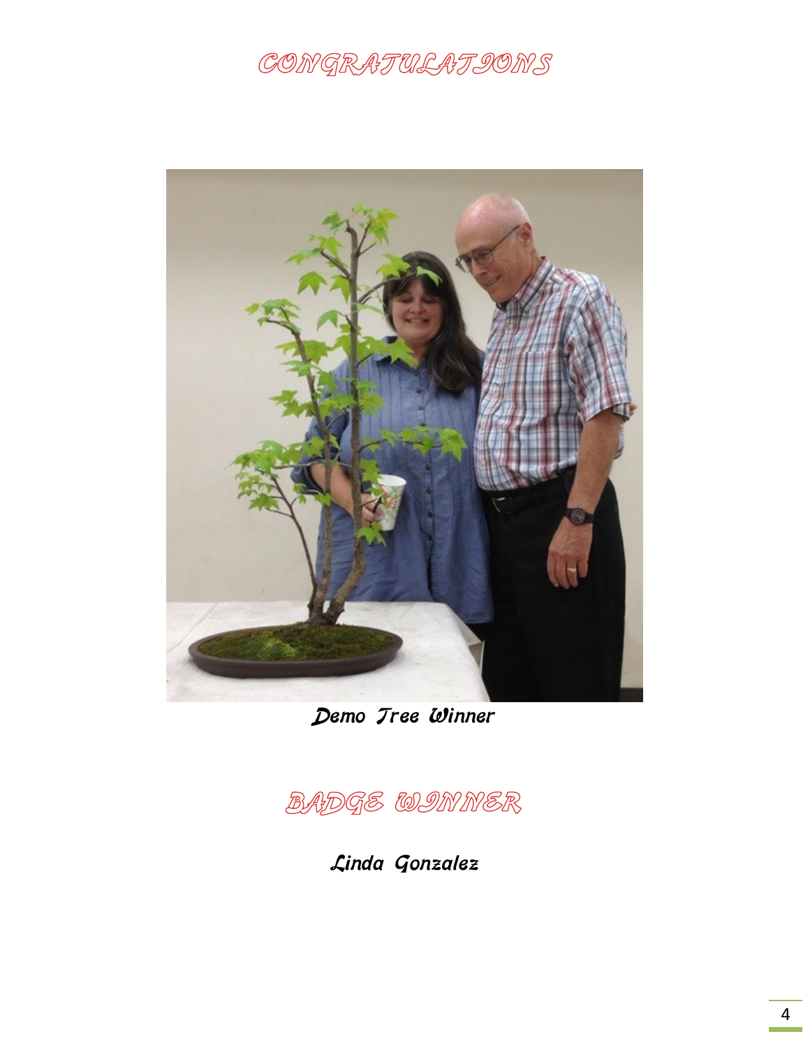# CONGRATULATIONS

*Demo Tree Winner*

# BADGE WINNER

*Linda Gonzalez*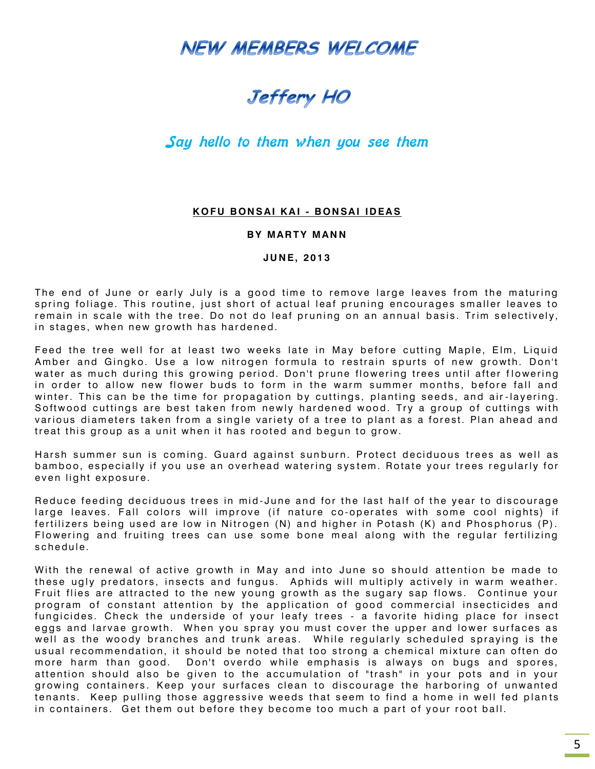# NEW MEMBERS WELCOME

## Jeffery HO

### *Say hello to them when you see them*

**KOFU BONSAI KAI - BONSAI IDEAS**

**BY MARTY MANN**

**JUNE, 2013**

The end of June or early July is a good time to remove large leaves from the maturing spring foliage. This routine, just short of actual leaf pruning encourages smaller leaves to remain in scale with the tree. Do not do leaf pruning on an annual basis. Trim selectively, in stages, when new growth has hardened.

Feed the tree well for at least two weeks late in May before cutting Maple, Elm, Liquid Amber and Gingko. Use a low nitrogen formula to restrain spurts of new growth. Don't water as much during this growing period. Don't prune flowering trees until after flowering in order to allow new flower buds to form in the warm summer months, before fall and winter. This can be the time for propagation by cuttings, planting seeds, and air-layering. Softwood cuttings are best taken from newly hardened wood. Try a group of cuttings with various diameters taken from a single variety of a tree to plant as a forest. Plan ahead and treat this group as a unit when it has rooted and begun to grow.

Harsh summer sun is coming. Guard against sunburn. Protect deciduous trees as well as bamboo, especially if you use an overhead watering system. Rotate your trees regularly for even light exposure.

Reduce feeding deciduous trees in mid-June and for the last half of the year to discourage large leaves. Fall colors will improve (if nature co-operates with some cool nights) if fertilizers being used are low in Nitrogen (N) and higher in Potash (K) and Phosphorus (P). Flowering and fruiting trees can use some bone meal along with the regular fertilizing schedule.

With the renewal of active growth in May and into June so should attention be made to these ugly predators, insects and fungus. Aphids will multiply actively in warm weather. Fruit flies are attracted to the new young growth as the sugary sap flows. Continue your program of constant attention by the application of good commercial insecticides and fungicides. Check the underside of your leafy trees - a favorite hiding place for insect eggs and larvae growth. When you spray you must cover the upper and lower surfaces as well as the woody branches and trunk areas. While regularly scheduled spraying is the usual recommendation, it should be noted that too strong a chemical mixture can often do more harm than good. Don't overdo while emphasis is always on bugs and spores, attention should also be given to the accumulation of "trash" in your pots and in your growing containers. Keep your surfaces clean to discourage the harboring of unwanted tenants. Keep pulling those aggressive weeds that seem to find a home in well fed plants in containers. Get them out before they become too much a part of your root ball.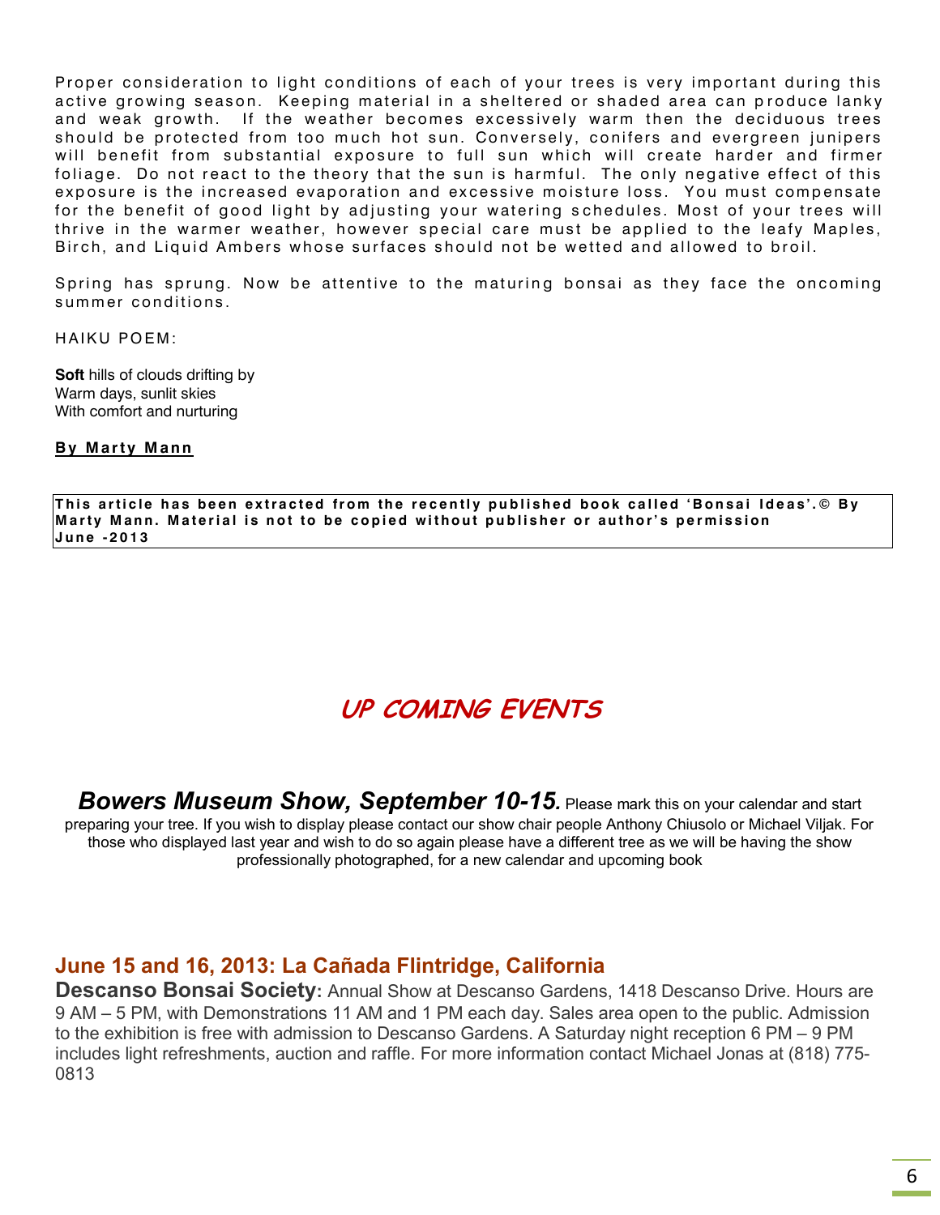Proper consideration to light conditions of each of your trees is very important during this active growing season. Keeping material in a sheltered or shaded area can produce lanky and weak growth. If the weather becomes excessively warm then the deciduous trees should be protected from too much hot sun. Conversely, conifers and evergreen junipers will benefit from substantial exposure to full sun which will create harder and firmer foliage. Do not react to the theory that the sun is harmful. The only negative effect of this exposure is the increased evaporation and excessive moisture loss. You must compensate for the benefit of good light by adjusting your watering schedules. Most of your trees will thrive in the warmer weather, however special care must be applied to the leafy Maples, Birch, and Liquid Ambers whose surfaces should not be wetted and allowed to broil.

Spring has sprung. Now be attentive to the maturing bonsai as they face the oncoming summer conditions.

HAIKU POEM:

**Soft** hills of clouds drifting by
Warm days, sunlit skies
With comfort and nurturing

**By Marty Mann**

**This article has been extracted from the recently published book called 'Bonsai Ideas'.© By Marty Mann. Material is not to be copied without publisher or author's permission June -2013**

## UP COMING EVENTS

***Bowers Museum Show, September 10-15.*** Please mark this on your calendar and start preparing your tree. If you wish to display please contact our show chair people Anthony Chiusolo or Michael Viljak. For those who displayed last year and wish to do so again please have a different tree as we will be having the show professionally photographed, for a new calendar and upcoming book

### June 15 and 16, 2013: La Cañada Flintridge, California

**Descanso Bonsai Society:** Annual Show at Descanso Gardens, 1418 Descanso Drive. Hours are 9 AM – 5 PM, with Demonstrations 11 AM and 1 PM each day. Sales area open to the public. Admission to the exhibition is free with admission to Descanso Gardens. A Saturday night reception 6 PM – 9 PM includes light refreshments, auction and raffle. For more information contact Michael Jonas at (818) 775-0813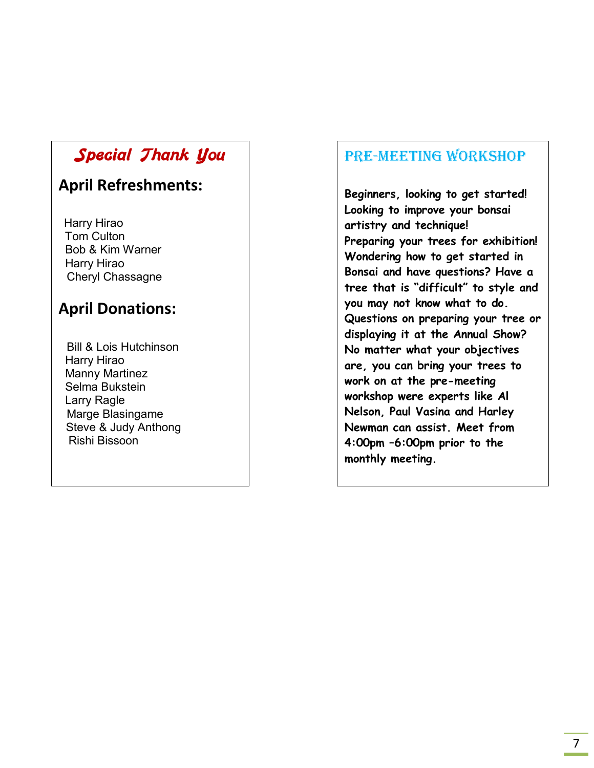## Special Thank You

### April Refreshments:

Harry Hirao
Tom Culton
Bob & Kim Warner
Harry Hirao
Cheryl Chassagne

### April Donations:

Bill & Lois Hutchinson
Harry Hirao
Manny Martinez
Selma Bukstein
Larry Ragle
Marge Blasingame
Steve & Judy Anthong
Rishi Bissoon

## PRE-MEETING WORKSHOP

**Beginners, looking to get started! Looking to improve your bonsai artistry and technique! Preparing your trees for exhibition! Wondering how to get started in Bonsai and have questions? Have a tree that is "difficult" to style and you may not know what to do. Questions on preparing your tree or displaying it at the Annual Show? No matter what your objectives are, you can bring your trees to work on at the pre-meeting workshop were experts like Al Nelson, Paul Vasina and Harley Newman can assist. Meet from 4:00pm –6:00pm prior to the monthly meeting.**